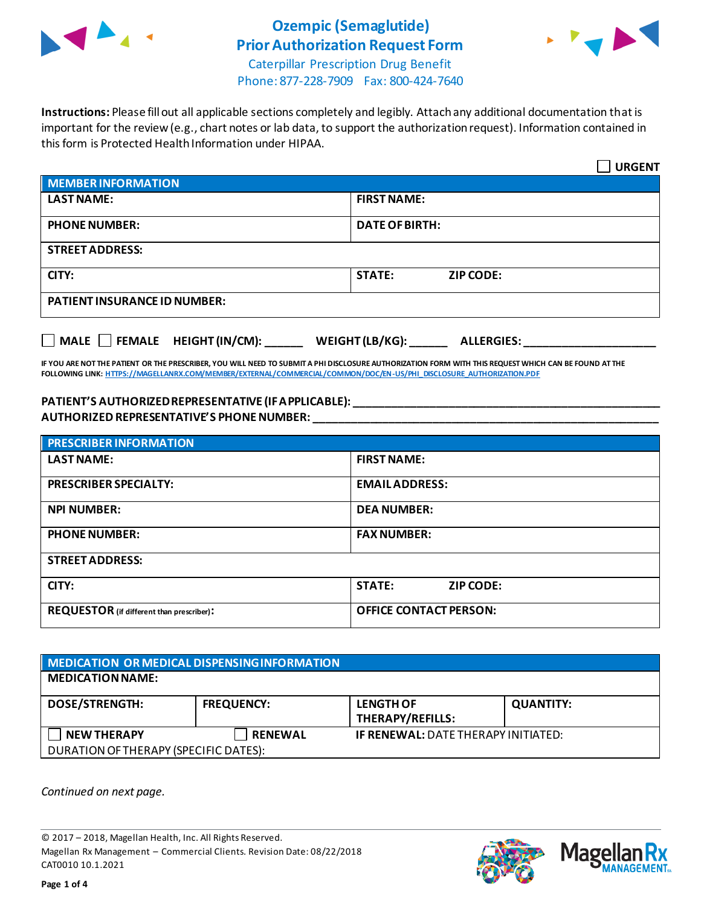# Ozempic (Semaglutide) Prior Authorization Request Form

Caterpillar Prescription Drug Benefit
Phone: 877-228-7909   Fax: 800-424-7640

**Instructions:** Please fill out all applicable sections completely and legibly. Attach any additional documentation that is important for the review (e.g., chart notes or lab data, to support the authorization request). Information contained in this form is Protected Health Information under HIPAA.

☐ **URGENT**

| **MEMBER INFORMATION** | |
|---|---|
| **LAST NAME:** | **FIRST NAME:** |
| **PHONE NUMBER:** | **DATE OF BIRTH:** |
| **STREET ADDRESS:** | |
| **CITY:** | **STATE:**   **ZIP CODE:** |
| **PATIENT INSURANCE ID NUMBER:** | |

☐ **MALE** ☐ **FEMALE** **HEIGHT (IN/CM):** ______ **WEIGHT (LB/KG):** ______ **ALLERGIES:** ____________________

**IF YOU ARE NOT THE PATIENT OR THE PRESCRIBER, YOU WILL NEED TO SUBMIT A PHI DISCLOSURE AUTHORIZATION FORM WITH THIS REQUEST WHICH CAN BE FOUND AT THE FOLLOWING LINK:** HTTPS://MAGELLANRX.COM/MEMBER/EXTERNAL/COMMERCIAL/COMMON/DOC/EN-US/PHI_DISCLOSURE_AUTHORIZATION.PDF

**PATIENT'S AUTHORIZED REPRESENTATIVE (IF APPLICABLE):** ________________________________________________
**AUTHORIZED REPRESENTATIVE'S PHONE NUMBER:** ________________________________________________

| **PRESCRIBER INFORMATION** | |
|---|---|
| **LAST NAME:** | **FIRST NAME:** |
| **PRESCRIBER SPECIALTY:** | **EMAIL ADDRESS:** |
| **NPI NUMBER:** | **DEA NUMBER:** |
| **PHONE NUMBER:** | **FAX NUMBER:** |
| **STREET ADDRESS:** | |
| **CITY:** | **STATE:**   **ZIP CODE:** |
| **REQUESTOR** (if different than prescriber)**:** | **OFFICE CONTACT PERSON:** |

| **MEDICATION OR MEDICAL DISPENSING INFORMATION** | | | |
|---|---|---|---|
| **MEDICATION NAME:** | | | |
| **DOSE/STRENGTH:** | **FREQUENCY:** | **LENGTH OF THERAPY/REFILLS:** | **QUANTITY:** |
| ☐ **NEW THERAPY** | ☐ **RENEWAL** | **IF RENEWAL:** DATE THERAPY INITIATED: | |
| DURATION OF THERAPY (SPECIFIC DATES): | | | |

*Continued on next page.*

© 2017 – 2018, Magellan Health, Inc. All Rights Reserved.
Magellan Rx Management – Commercial Clients. Revision Date: 08/22/2018
CAT0010 10.1.2021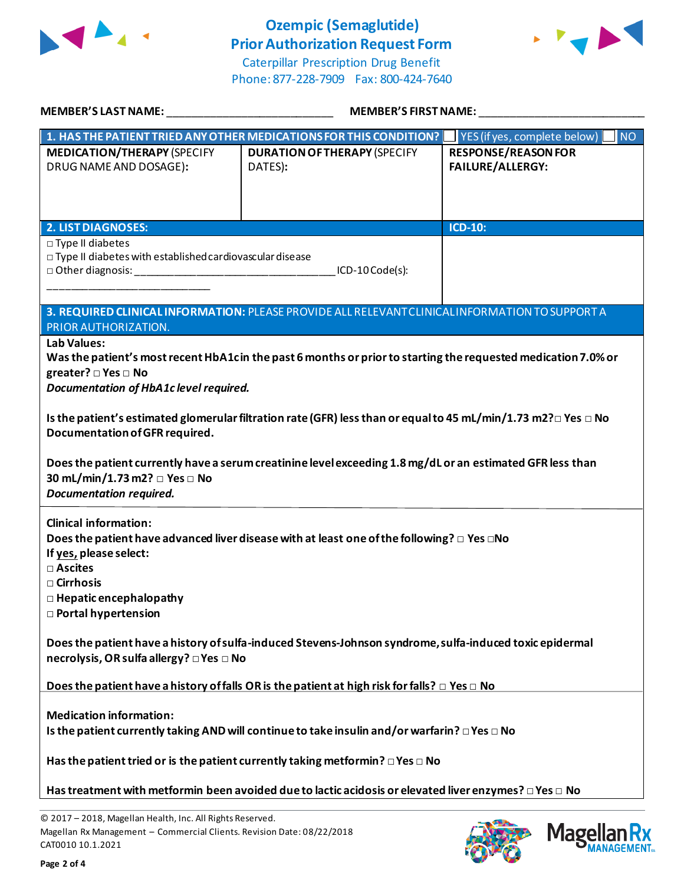# Ozempic (Semaglutide) Prior Authorization Request Form

Caterpillar Prescription Drug Benefit
Phone: 877-228-7909 Fax: 800-424-7640

**MEMBER'S LAST NAME:** ___________________________ **MEMBER'S FIRST NAME:** ___________________________

| **1. HAS THE PATIENT TRIED ANY OTHER MEDICATIONS FOR THIS CONDITION?** | | ☐ YES (if yes, complete below) ☐ NO |
|---|---|---|
| **MEDICATION/THERAPY** (SPECIFY DRUG NAME AND DOSAGE): | **DURATION OF THERAPY** (SPECIFY DATES): | **RESPONSE/REASON FOR FAILURE/ALLERGY:** |
| | | |

| **2. LIST DIAGNOSES:** | **ICD-10:** |
|---|---|
| □ Type II diabetes<br>□ Type II diabetes with established cardiovascular disease<br>□ Other diagnosis: ________________________________ ICD-10 Code(s): ___________________________ | |

**3. REQUIRED CLINICAL INFORMATION:** PLEASE PROVIDE ALL RELEVANT CLINICAL INFORMATION TO SUPPORT A PRIOR AUTHORIZATION.

**Lab Values:**

**Was the patient's most recent HbA1c in the past 6 months or prior to starting the requested medication 7.0% or greater? □ Yes □ No**
***Documentation of HbA1c level required.***

**Is the patient's estimated glomerular filtration rate (GFR) less than or equal to 45 mL/min/1.73 m2? □ Yes □ No**
**Documentation of GFR required.**

**Does the patient currently have a serum creatinine level exceeding 1.8 mg/dL or an estimated GFR less than 30 mL/min/1.73 m2? □ Yes □ No**
***Documentation required.***

**Clinical information:**

**Does the patient have advanced liver disease with at least one of the following? □ Yes □No**
**If yes, please select:**
**□ Ascites**
**□ Cirrhosis**
**□ Hepatic encephalopathy**
**□ Portal hypertension**

**Does the patient have a history of sulfa-induced Stevens-Johnson syndrome, sulfa-induced toxic epidermal necrolysis, OR sulfa allergy? □ Yes □ No**

**Does the patient have a history of falls OR is the patient at high risk for falls? □ Yes □ No**

**Medication information:**

**Is the patient currently taking AND will continue to take insulin and/or warfarin? □ Yes □ No**

**Has the patient tried or is the patient currently taking metformin? □ Yes □ No**

**Has treatment with metformin been avoided due to lactic acidosis or elevated liver enzymes? □ Yes □ No**

© 2017 – 2018, Magellan Health, Inc. All Rights Reserved.
Magellan Rx Management – Commercial Clients. Revision Date: 08/22/2018
CAT0010 10.1.2021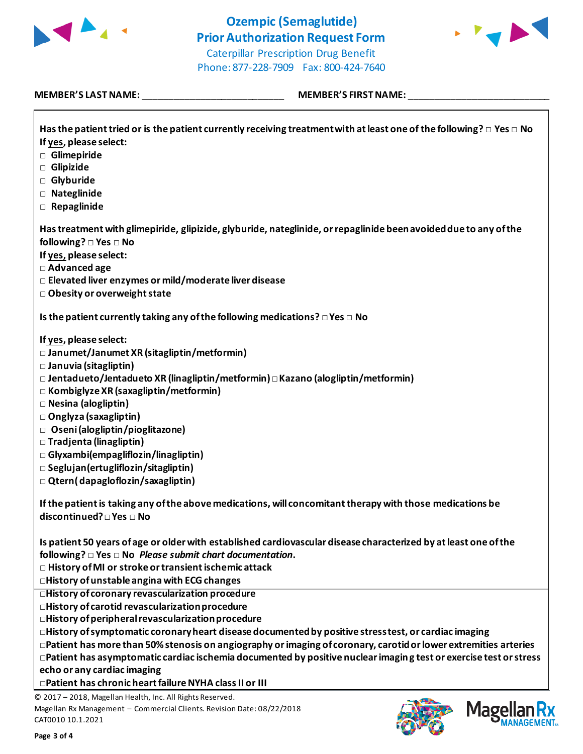# Ozempic (Semaglutide) Prior Authorization Request Form

Caterpillar Prescription Drug Benefit
Phone: 877-228-7909 Fax: 800-424-7640

**MEMBER'S LAST NAME:** ___________________________ **MEMBER'S FIRST NAME:** ___________________________

**Has the patient tried or is the patient currently receiving treatment with at least one of the following?** □ Yes □ No
**If yes, please select:**
- □ Glimepiride
- □ Glipizide
- □ Glyburide
- □ Nateglinide
- □ Repaglinide

**Has treatment with glimepiride, glipizide, glyburide, nateglinide, or repaglinide been avoided due to any of the following?** □ Yes □ No
**If yes, please select:**
- □ Advanced age
- □ Elevated liver enzymes or mild/moderate liver disease
- □ Obesity or overweight state

**Is the patient currently taking any of the following medications?** □ Yes □ No

**If yes, please select:**
- □ Janumet/Janumet XR (sitagliptin/metformin)
- □ Januvia (sitagliptin)
- □ Jentadueto/Jentadueto XR (linagliptin/metformin) □ Kazano (alogliptin/metformin)
- □ Kombiglyze XR (saxagliptin/metformin)
- □ Nesina (alogliptin)
- □ Onglyza (saxagliptin)
- □ Oseni (alogliptin/pioglitazone)
- □ Tradjenta (linagliptin)
- □ Glyxambi (empagliflozin/linagliptin)
- □ Seglujan (ertugliflozin/sitagliptin)
- □ Qtern (dapagloflozin/saxagliptin)

**If the patient is taking any of the above medications, will concomitant therapy with those medications be discontinued?** □ Yes □ No

**Is patient 50 years of age or older with established cardiovascular disease characterized by at least one of the following?** □ Yes □ No ***Please submit chart documentation*****.**
- □ History of MI or stroke or transient ischemic attack
- □ History of unstable angina with ECG changes
- □ History of coronary revascularization procedure
- □ History of carotid revascularization procedure
- □ History of peripheral revascularization procedure
- □ History of symptomatic coronary heart disease documented by positive stress test, or cardiac imaging
- □ Patient has more than 50% stenosis on angiography or imaging of coronary, carotid or lower extremities arteries
- □ Patient has asymptomatic cardiac ischemia documented by positive nuclear imaging test or exercise test or stress echo or any cardiac imaging
- □ Patient has chronic heart failure NYHA class II or III

© 2017 – 2018, Magellan Health, Inc. All Rights Reserved.
Magellan Rx Management – Commercial Clients. Revision Date: 08/22/2018
CAT0010 10.1.2021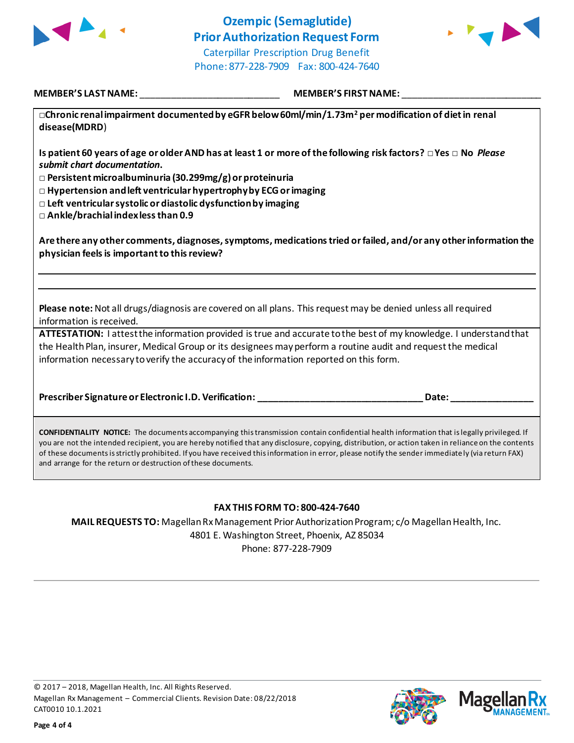# Ozempic (Semaglutide) Prior Authorization Request Form

Caterpillar Prescription Drug Benefit
Phone: 877-228-7909 Fax: 800-424-7640

**MEMBER'S LAST NAME:** ___________________________ **MEMBER'S FIRST NAME:** ___________________________

□**Chronic renal impairment documented by eGFR below 60ml/min/1.73m² per modification of diet in renal disease(MDRD**)

**Is patient 60 years of age or older AND has at least 1 or more of the following risk factors?** □ **Yes** □ **No** ***Please submit chart documentation*.**

- □ **Persistent microalbuminuria (30.299mg/g) or proteinuria**
- □ **Hypertension and left ventricular hypertrophy by ECG or imaging**
- □ **Left ventricular systolic or diastolic dysfunction by imaging**
- □ **Ankle/brachial index less than 0.9**

**Are there any other comments, diagnoses, symptoms, medications tried or failed, and/or any other information the physician feels is important to this review?**

_______________________________________________________________________________

_______________________________________________________________________________

**Please note:** Not all drugs/diagnosis are covered on all plans. This request may be denied unless all required information is received.

**ATTESTATION:** I attest the information provided is true and accurate to the best of my knowledge. I understand that the Health Plan, insurer, Medical Group or its designees may perform a routine audit and request the medical information necessary to verify the accuracy of the information reported on this form.

**Prescriber Signature or Electronic I.D. Verification:** ________________________________ **Date:** ________________

**CONFIDENTIALITY NOTICE:** The documents accompanying this transmission contain confidential health information that is legally privileged. If you are not the intended recipient, you are hereby notified that any disclosure, copying, distribution, or action taken in reliance on the contents of these documents is strictly prohibited. If you have received this information in error, please notify the sender immediately (via return FAX) and arrange for the return or destruction of these documents.

**FAX THIS FORM TO: 800-424-7640**

**MAIL REQUESTS TO:** Magellan Rx Management Prior Authorization Program; c/o Magellan Health, Inc.
4801 E. Washington Street, Phoenix, AZ 85034
Phone: 877-228-7909

© 2017 – 2018, Magellan Health, Inc. All Rights Reserved.
Magellan Rx Management – Commercial Clients. Revision Date: 08/22/2018
CAT0010 10.1.2021